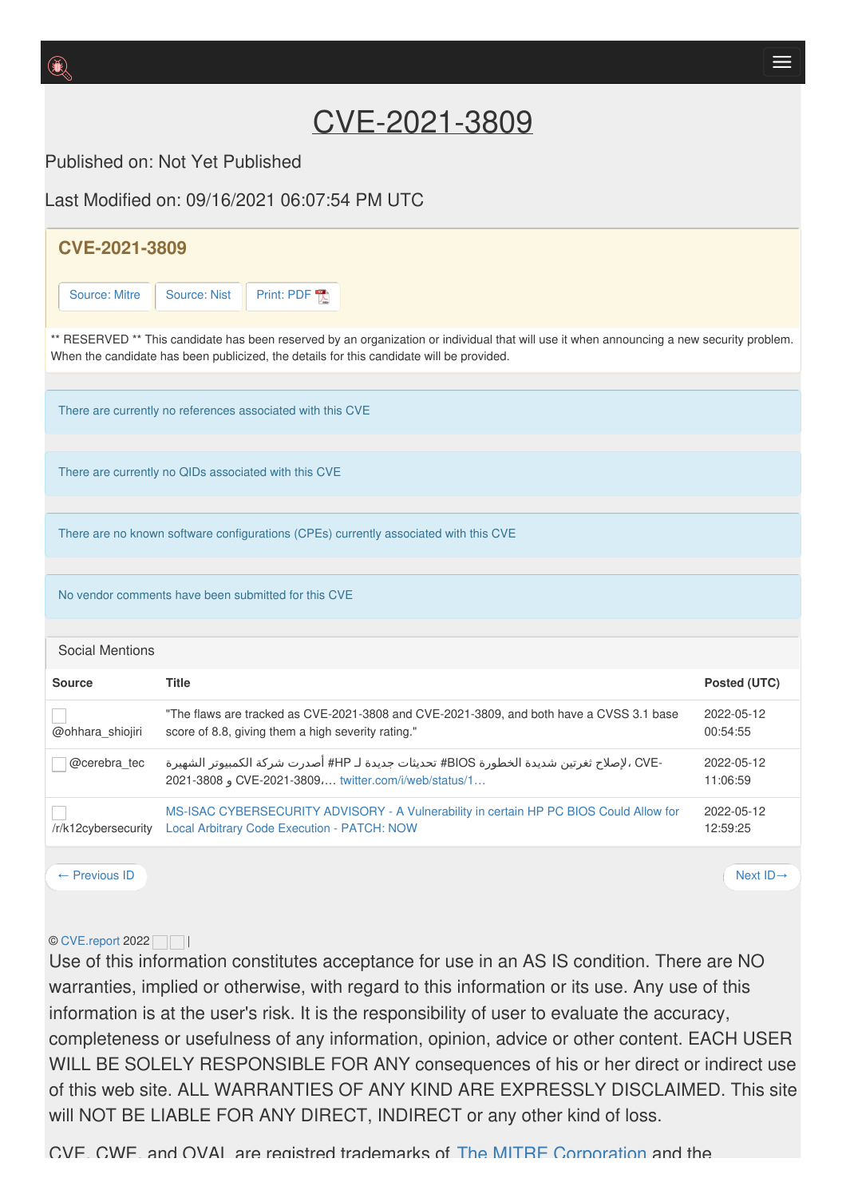# CVE-2021-3809

Published on: Not Yet Published

Last Modified on: 09/16/2021 06:07:54 PM UTC

## CVE-2021-3809

Source: Mitre | Source: Nist | Print: PDF

** RESERVED ** This candidate has been reserved by an organization or individual that will use it when announcing a new security problem. When the candidate has been publicized, the details for this candidate will be provided.

There are currently no references associated with this CVE

There are currently no QIDs associated with this CVE

There are no known software configurations (CPEs) currently associated with this CVE

No vendor comments have been submitted for this CVE

### Social Mentions

| Source | Title | Posted (UTC) |
|---|---|---|
| @ohhara_shiojiri | "The flaws are tracked as CVE-2021-3808 and CVE-2021-3809, and both have a CVSS 3.1 base score of 8.8, giving them a high severity rating." | 2022-05-12 00:54:55 |
| @cerebra_tec | لإصلاح ثغرتين شديدة الخطورة #BIOS تحديثات جديدة لـ #HP أصدرت شركة الكمبيوتر الشهيرة، CVE-2021-3808 و CVE-2021-3809,… twitter.com/i/web/status/1… | 2022-05-12 11:06:59 |
| /r/k12cybersecurity | MS-ISAC CYBERSECURITY ADVISORY - A Vulnerability in certain HP PC BIOS Could Allow for Local Arbitrary Code Execution - PATCH: NOW | 2022-05-12 12:59:25 |

← Previous ID | Next ID→

© CVE.report 2022 |

Use of this information constitutes acceptance for use in an AS IS condition. There are NO warranties, implied or otherwise, with regard to this information or its use. Any use of this information is at the user's risk. It is the responsibility of user to evaluate the accuracy, completeness or usefulness of any information, opinion, advice or other content. EACH USER WILL BE SOLELY RESPONSIBLE FOR ANY consequences of his or her direct or indirect use of this web site. ALL WARRANTIES OF ANY KIND ARE EXPRESSLY DISCLAIMED. This site will NOT BE LIABLE FOR ANY DIRECT, INDIRECT or any other kind of loss.

CVE, CWE, and OVAL are registred trademarks of The MITRE Corporation and the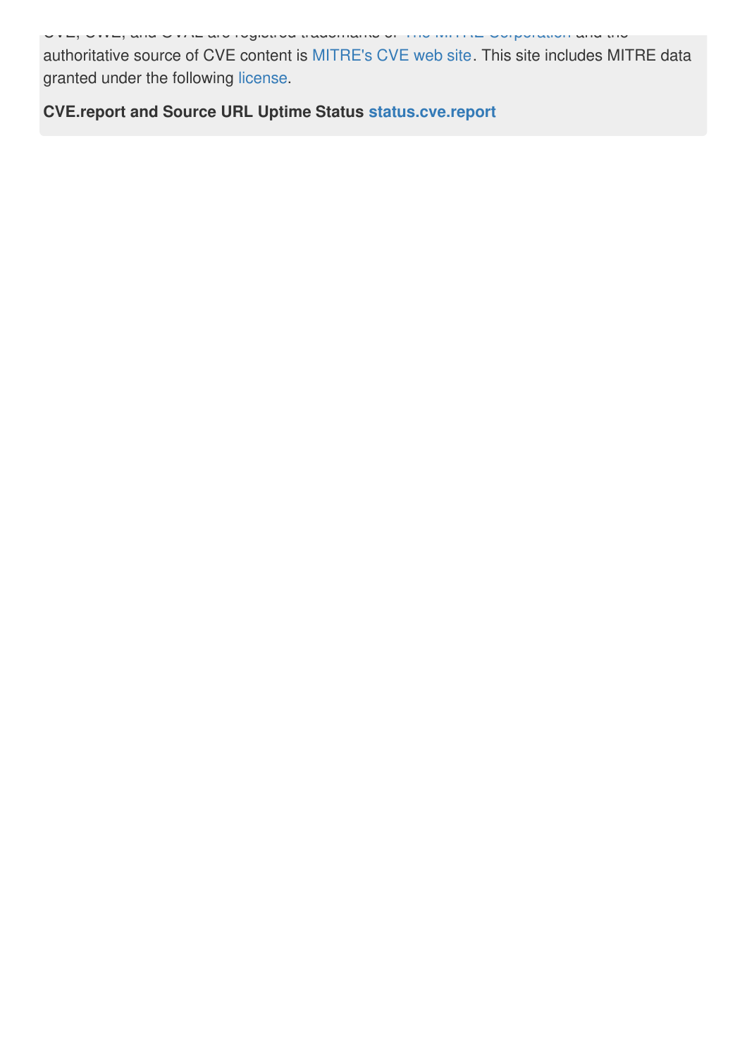CVE, CWE, and OVAL are registred trademarks of The MITRE Corporation and the authoritative source of CVE content is MITRE's CVE web site. This site includes MITRE data granted under the following license.

**CVE.report and Source URL Uptime Status status.cve.report**